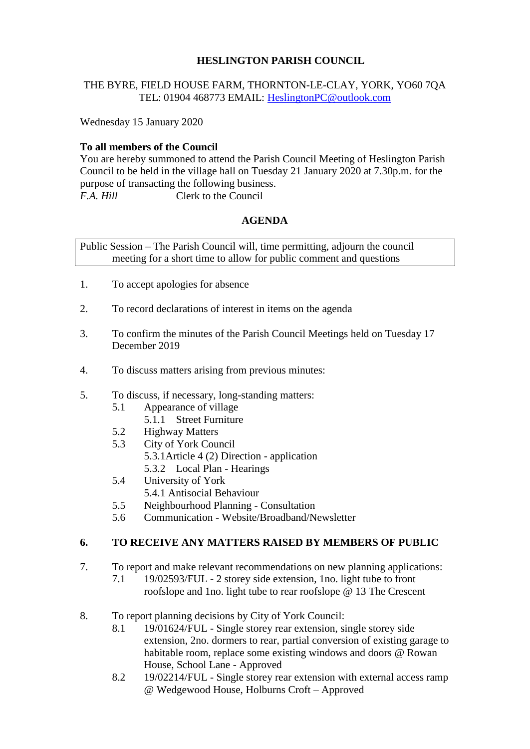**HESLINGTON PARISH COUNCIL**

THE BYRE, FIELD HOUSE FARM, THORNTON-LE-CLAY, YORK, YO60 7QA
TEL: 01904 468773 EMAIL: HeslingtonPC@outlook.com

Wednesday 15 January 2020

**To all members of the Council**
You are hereby summoned to attend the Parish Council Meeting of Heslington Parish Council to be held in the village hall on Tuesday 21 January 2020 at 7.30p.m. for the purpose of transacting the following business.
*F.A. Hill* Clerk to the Council

**AGENDA**

Public Session – The Parish Council will, time permitting, adjourn the council meeting for a short time to allow for public comment and questions

1. To accept apologies for absence

2. To record declarations of interest in items on the agenda

3. To confirm the minutes of the Parish Council Meetings held on Tuesday 17 December 2019

4. To discuss matters arising from previous minutes:

5. To discuss, if necessary, long-standing matters:
   - 5.1 Appearance of village
     - 5.1.1 Street Furniture
   - 5.2 Highway Matters
   - 5.3 City of York Council
     - 5.3.1Article 4 (2) Direction - application
     - 5.3.2 Local Plan - Hearings
   - 5.4 University of York
     - 5.4.1 Antisocial Behaviour
   - 5.5 Neighbourhood Planning - Consultation
   - 5.6 Communication - Website/Broadband/Newsletter

6. **TO RECEIVE ANY MATTERS RAISED BY MEMBERS OF PUBLIC**

7. To report and make relevant recommendations on new planning applications:
   - 7.1 19/02593/FUL - 2 storey side extension, 1no. light tube to front roofslope and 1no. light tube to rear roofslope @ 13 The Crescent

8. To report planning decisions by City of York Council:
   - 8.1 19/01624/FUL - Single storey rear extension, single storey side extension, 2no. dormers to rear, partial conversion of existing garage to habitable room, replace some existing windows and doors @ Rowan House, School Lane - Approved
   - 8.2 19/02214/FUL - Single storey rear extension with external access ramp @ Wedgewood House, Holburns Croft – Approved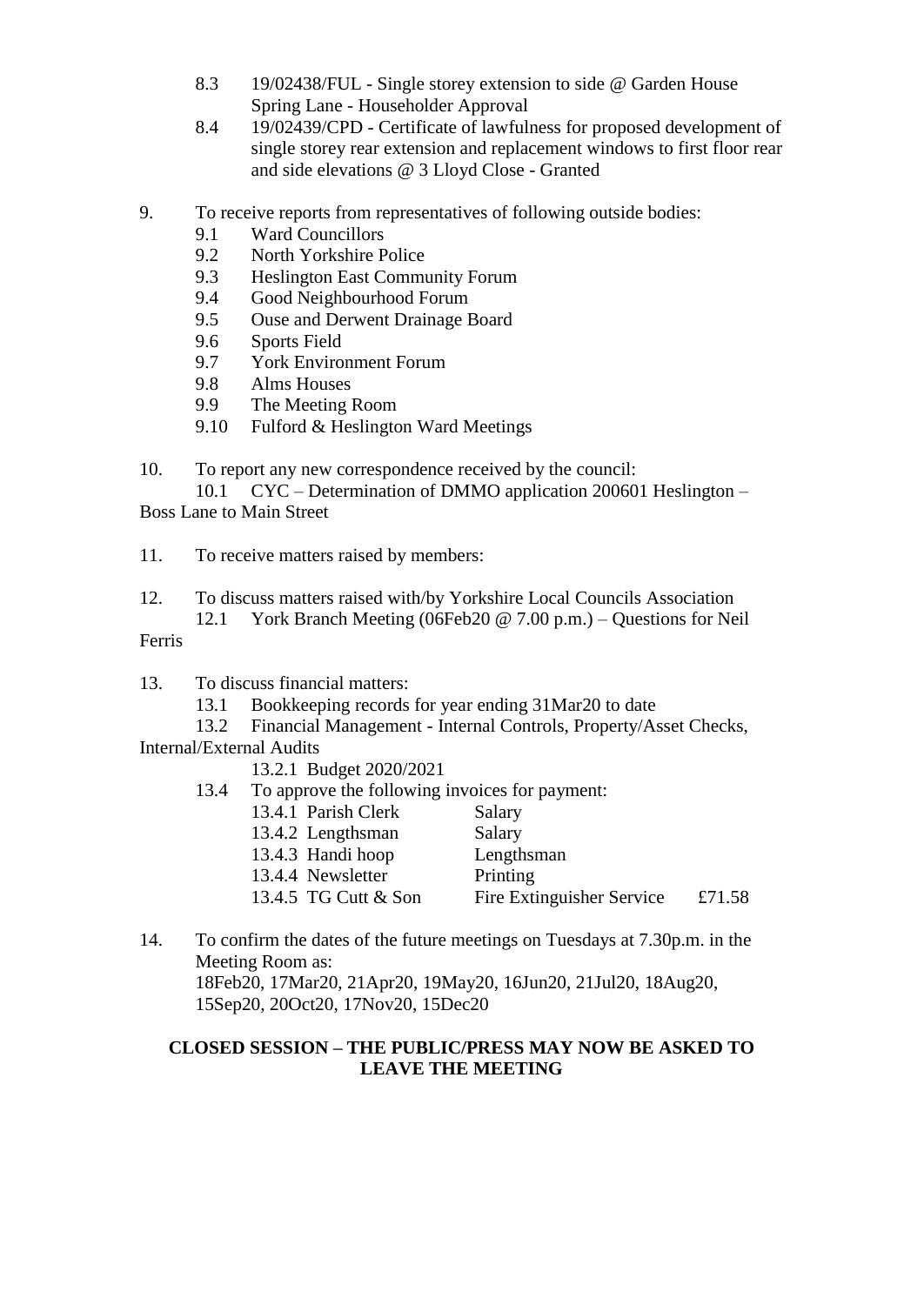8.3 19/02438/FUL - Single storey extension to side @ Garden House Spring Lane - Householder Approval

8.4 19/02439/CPD - Certificate of lawfulness for proposed development of single storey rear extension and replacement windows to first floor rear and side elevations @ 3 Lloyd Close - Granted

9. To receive reports from representatives of following outside bodies:
   - 9.1 Ward Councillors
   - 9.2 North Yorkshire Police
   - 9.3 Heslington East Community Forum
   - 9.4 Good Neighbourhood Forum
   - 9.5 Ouse and Derwent Drainage Board
   - 9.6 Sports Field
   - 9.7 York Environment Forum
   - 9.8 Alms Houses
   - 9.9 The Meeting Room
   - 9.10 Fulford & Heslington Ward Meetings

10. To report any new correspondence received by the council:
   - 10.1 CYC – Determination of DMMO application 200601 Heslington – Boss Lane to Main Street

11. To receive matters raised by members:

12. To discuss matters raised with/by Yorkshire Local Councils Association
   - 12.1 York Branch Meeting (06Feb20 @ 7.00 p.m.) – Questions for Neil Ferris

13. To discuss financial matters:
   - 13.1 Bookkeeping records for year ending 31Mar20 to date
   - 13.2 Financial Management - Internal Controls, Property/Asset Checks, Internal/External Audits
     - 13.2.1 Budget 2020/2021
   - 13.4 To approve the following invoices for payment:

| | | |
|---|---|---|
| 13.4.1 Parish Clerk | Salary | |
| 13.4.2 Lengthsman | Salary | |
| 13.4.3 Handi hoop | Lengthsman | |
| 13.4.4 Newsletter | Printing | |
| 13.4.5 TG Cutt & Son | Fire Extinguisher Service | £71.58 |

14. To confirm the dates of the future meetings on Tuesdays at 7.30p.m. in the Meeting Room as:
18Feb20, 17Mar20, 21Apr20, 19May20, 16Jun20, 21Jul20, 18Aug20, 15Sep20, 20Oct20, 17Nov20, 15Dec20

**CLOSED SESSION – THE PUBLIC/PRESS MAY NOW BE ASKED TO LEAVE THE MEETING**